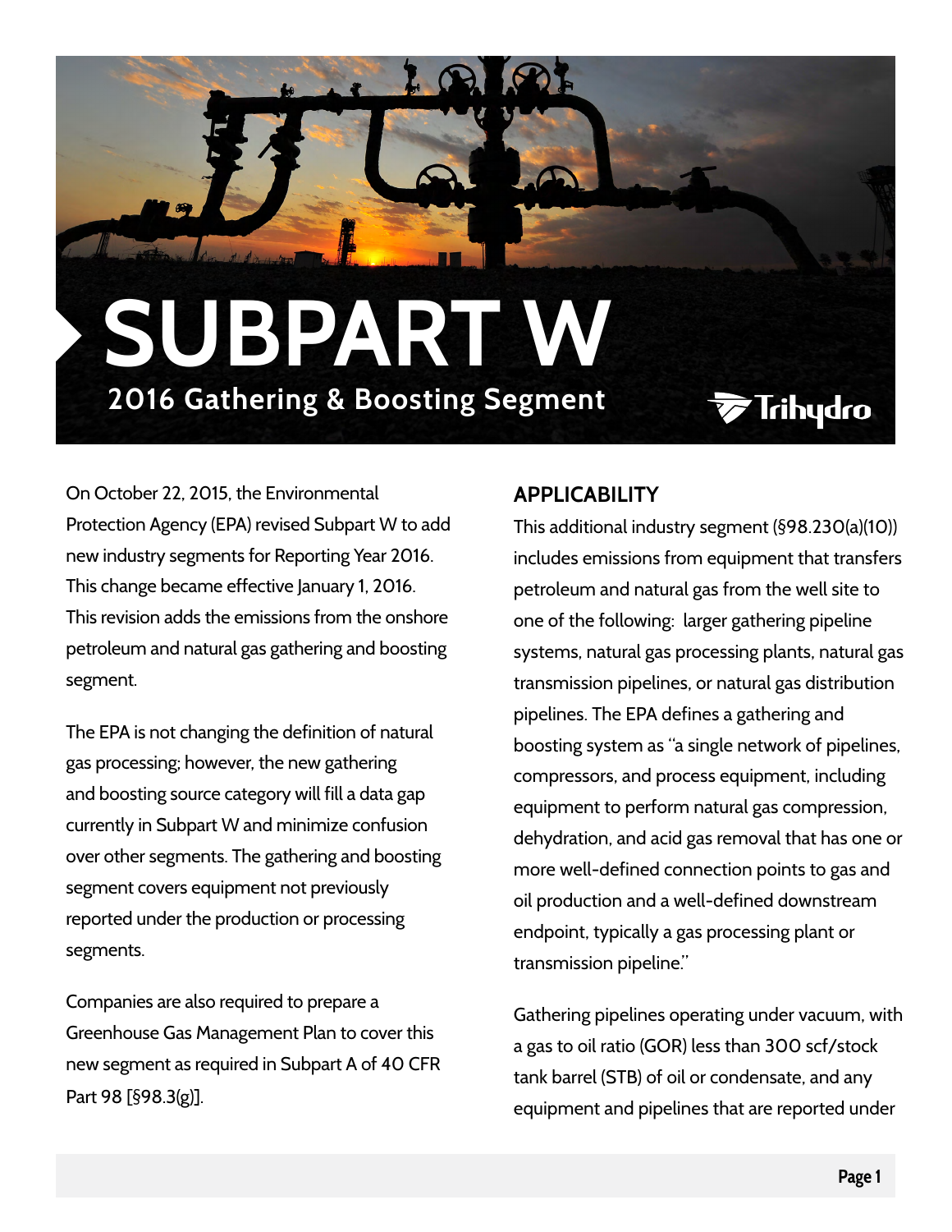# SUBPART W

## 2016 Gathering & Boosting Segment

Trihydro

On October 22, 2015, the Environmental Protection Agency (EPA) revised Subpart W to add new industry segments for Reporting Year 2016. This change became effective January 1, 2016. This revision adds the emissions from the onshore petroleum and natural gas gathering and boosting segment.

The EPA is not changing the definition of natural gas processing; however, the new gathering and boosting source category will fill a data gap currently in Subpart W and minimize confusion over other segments. The gathering and boosting segment covers equipment not previously reported under the production or processing segments.

Companies are also required to prepare a Greenhouse Gas Management Plan to cover this new segment as required in Subpart A of 40 CFR Part 98 [§98.3(g)].

### APPLICABILITY

This additional industry segment (§98.230(a)(10)) includes emissions from equipment that transfers petroleum and natural gas from the well site to one of the following: larger gathering pipeline systems, natural gas processing plants, natural gas transmission pipelines, or natural gas distribution pipelines. The EPA defines a gathering and boosting system as "a single network of pipelines, compressors, and process equipment, including equipment to perform natural gas compression, dehydration, and acid gas removal that has one or more well-defined connection points to gas and oil production and a well-defined downstream endpoint, typically a gas processing plant or transmission pipeline."

Gathering pipelines operating under vacuum, with a gas to oil ratio (GOR) less than 300 scf/stock tank barrel (STB) of oil or condensate, and any equipment and pipelines that are reported under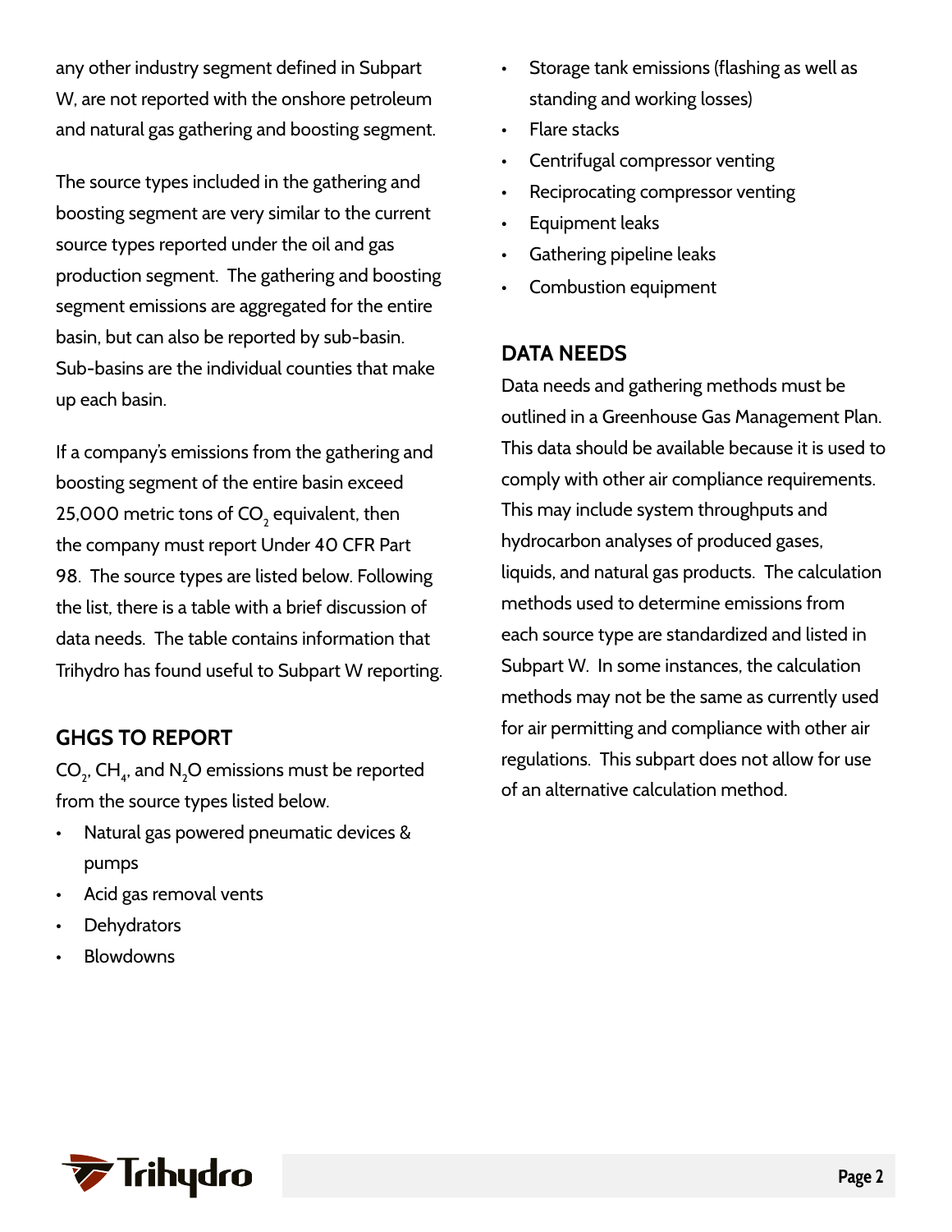any other industry segment defined in Subpart W, are not reported with the onshore petroleum and natural gas gathering and boosting segment.

The source types included in the gathering and boosting segment are very similar to the current source types reported under the oil and gas production segment. The gathering and boosting segment emissions are aggregated for the entire basin, but can also be reported by sub-basin. Sub-basins are the individual counties that make up each basin.

If a company's emissions from the gathering and boosting segment of the entire basin exceed 25,000 metric tons of $CO_2$ equivalent, then the company must report Under 40 CFR Part 98. The source types are listed below. Following the list, there is a table with a brief discussion of data needs. The table contains information that Trihydro has found useful to Subpart W reporting.

## GHGS TO REPORT

$CO_2$, $CH_4$, and $N_2O$ emissions must be reported from the source types listed below.

- Natural gas powered pneumatic devices & pumps
- Acid gas removal vents
- Dehydrators
- Blowdowns
- Storage tank emissions (flashing as well as standing and working losses)
- Flare stacks
- Centrifugal compressor venting
- Reciprocating compressor venting
- Equipment leaks
- Gathering pipeline leaks
- Combustion equipment

## DATA NEEDS

Data needs and gathering methods must be outlined in a Greenhouse Gas Management Plan. This data should be available because it is used to comply with other air compliance requirements. This may include system throughputs and hydrocarbon analyses of produced gases, liquids, and natural gas products. The calculation methods used to determine emissions from each source type are standardized and listed in Subpart W. In some instances, the calculation methods may not be the same as currently used for air permitting and compliance with other air regulations. This subpart does not allow for use of an alternative calculation method.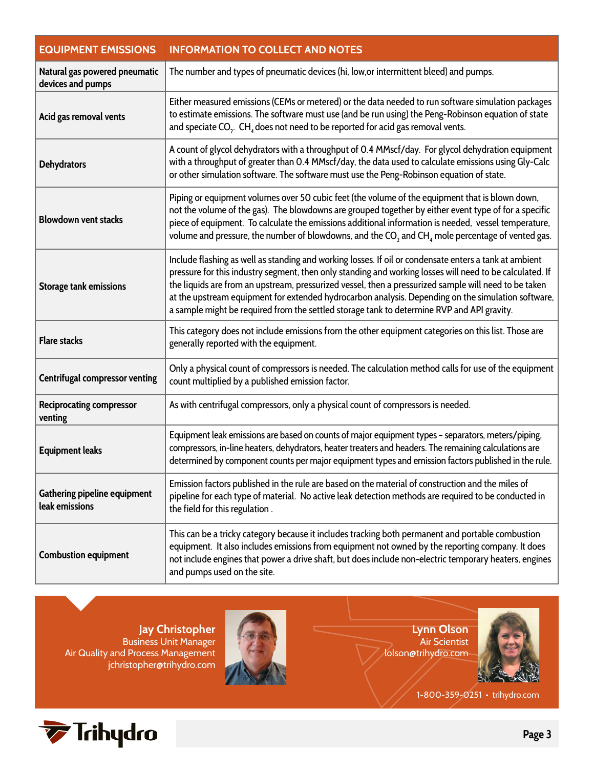| EQUIPMENT EMISSIONS | INFORMATION TO COLLECT AND NOTES |
|---|---|
| Natural gas powered pneumatic devices and pumps | The number and types of pneumatic devices (hi, low,or intermittent bleed) and pumps. |
| Acid gas removal vents | Either measured emissions (CEMs or metered) or the data needed to run software simulation packages to estimate emissions. The software must use (and be run using) the Peng-Robinson equation of state and speciate $CO_2$. $CH_4$ does not need to be reported for acid gas removal vents. |
| Dehydrators | A count of glycol dehydrators with a throughput of 0.4 MMscf/day. For glycol dehydration equipment with a throughput of greater than 0.4 MMscf/day, the data used to calculate emissions using Gly-Calc or other simulation software. The software must use the Peng-Robinson equation of state. |
| Blowdown vent stacks | Piping or equipment volumes over 50 cubic feet (the volume of the equipment that is blown down, not the volume of the gas). The blowdowns are grouped together by either event type of for a specific piece of equipment. To calculate the emissions additional information is needed, vessel temperature, volume and pressure, the number of blowdowns, and the $CO_2$ and $CH_4$ mole percentage of vented gas. |
| Storage tank emissions | Include flashing as well as standing and working losses. If oil or condensate enters a tank at ambient pressure for this industry segment, then only standing and working losses will need to be calculated. If the liquids are from an upstream, pressurized vessel, then a pressurized sample will need to be taken at the upstream equipment for extended hydrocarbon analysis. Depending on the simulation software, a sample might be required from the settled storage tank to determine RVP and API gravity. |
| Flare stacks | This category does not include emissions from the other equipment categories on this list. Those are generally reported with the equipment. |
| Centrifugal compressor venting | Only a physical count of compressors is needed. The calculation method calls for use of the equipment count multiplied by a published emission factor. |
| Reciprocating compressor venting | As with centrifugal compressors, only a physical count of compressors is needed. |
| Equipment leaks | Equipment leak emissions are based on counts of major equipment types – separators, meters/piping, compressors, in-line heaters, dehydrators, heater treaters and headers. The remaining calculations are determined by component counts per major equipment types and emission factors published in the rule. |
| Gathering pipeline equipment leak emissions | Emission factors published in the rule are based on the material of construction and the miles of pipeline for each type of material. No active leak detection methods are required to be conducted in the field for this regulation . |
| Combustion equipment | This can be a tricky category because it includes tracking both permanent and portable combustion equipment. It also includes emissions from equipment not owned by the reporting company. It does not include engines that power a drive shaft, but does include non-electric temporary heaters, engines and pumps used on the site. |

**Jay Christopher**
Business Unit Manager
Air Quality and Process Management
jchristopher@trihydro.com

**Lynn Olson**
Air Scientist
lolson@trihydro.com

1-800-359-0251 • trihydro.com

Trihydro